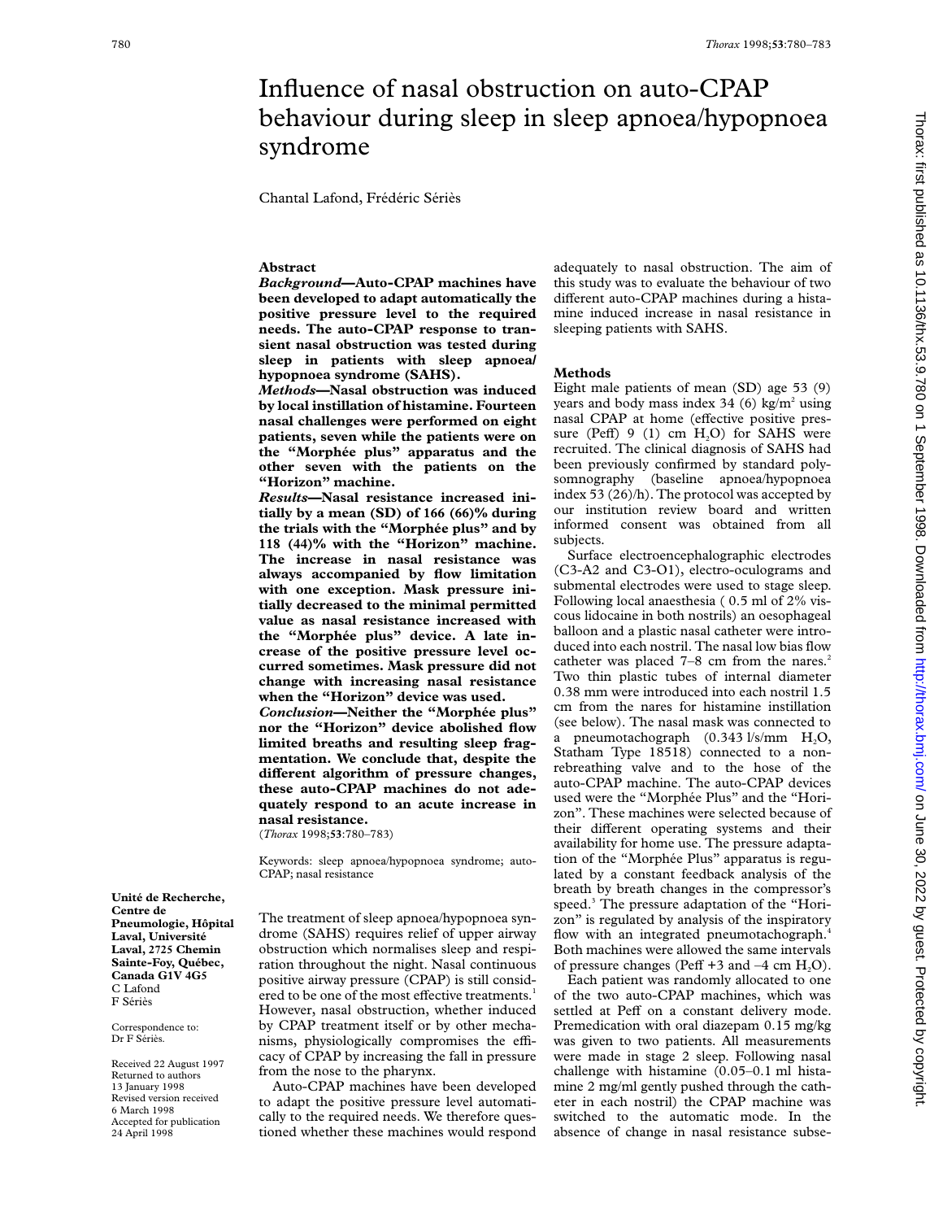# Influence of nasal obstruction on auto-CPAP behaviour during sleep in sleep apnoea/hypopnoea syndrome

Chantal Lafond, Frédéric Sériès

## Abstract

***Background*—Auto-CPAP machines have been developed to adapt automatically the positive pressure level to the required needs. The auto-CPAP response to transient nasal obstruction was tested during sleep in patients with sleep apnoea/hypopnoea syndrome (SAHS).**

***Methods*—Nasal obstruction was induced by local instillation of histamine. Fourteen nasal challenges were performed on eight patients, seven while the patients were on the "Morphée plus" apparatus and the other seven with the patients on the "Horizon" machine.**

***Results*—Nasal resistance increased initially by a mean (SD) of 166 (66)% during the trials with the "Morphée plus" and by 118 (44)% with the "Horizon" machine. The increase in nasal resistance was always accompanied by flow limitation with one exception. Mask pressure initially decreased to the minimal permitted value as nasal resistance increased with the "Morphée plus" device. A late increase of the positive pressure level occurred sometimes. Mask pressure did not change with increasing nasal resistance when the "Horizon" device was used.**

***Conclusion*—Neither the "Morphée plus" nor the "Horizon" device abolished flow limited breaths and resulting sleep fragmentation. We conclude that, despite the different algorithm of pressure changes, these auto-CPAP machines do not adequately respond to an acute increase in nasal resistance.**

(*Thorax* 1998;**53**:780–783)

Keywords: sleep apnoea/hypopnoea syndrome; auto-CPAP; nasal resistance

**Unité de Recherche, Centre de Pneumologie, Hôpital Laval, Université Laval, 2725 Chemin Sainte-Foy, Québec, Canada G1V 4G5**
C Lafond
F Sériès

Correspondence to: Dr F Sériès.

Received 22 August 1997
Returned to authors 13 January 1998
Revised version received 6 March 1998
Accepted for publication 24 April 1998

The treatment of sleep apnoea/hypopnoea syndrome (SAHS) requires relief of upper airway obstruction which normalises sleep and respiration throughout the night. Nasal continuous positive airway pressure (CPAP) is still considered to be one of the most effective treatments.[1] However, nasal obstruction, whether induced by CPAP treatment itself or by other mechanisms, physiologically compromises the efficacy of CPAP by increasing the fall in pressure from the nose to the pharynx.

Auto-CPAP machines have been developed to adapt the positive pressure level automatically to the required needs. We therefore questioned whether these machines would respond adequately to nasal obstruction. The aim of this study was to evaluate the behaviour of two different auto-CPAP machines during a histamine induced increase in nasal resistance in sleeping patients with SAHS.

## Methods

Eight male patients of mean (SD) age 53 (9) years and body mass index 34 (6) $kg/m^2$ using nasal CPAP at home (effective positive pressure (Peff) 9 (1) cm $H_2O$) for SAHS were recruited. The clinical diagnosis of SAHS had been previously confirmed by standard polysomnography (baseline apnoea/hypopnoea index 53 (26)/h). The protocol was accepted by our institution review board and written informed consent was obtained from all subjects.

Surface electroencephalographic electrodes (C3-A2 and C3-O1), electro-oculograms and submental electrodes were used to stage sleep. Following local anaesthesia ( 0.5 ml of 2% viscous lidocaine in both nostrils) an oesophageal balloon and a plastic nasal catheter were introduced into each nostril. The nasal low bias flow catheter was placed 7–8 cm from the nares.[2] Two thin plastic tubes of internal diameter 0.38 mm were introduced into each nostril 1.5 cm from the nares for histamine instillation (see below). The nasal mask was connected to a pneumotachograph (0.343 l/s/mm $H_2O$, Statham Type 18518) connected to a non-rebreathing valve and to the hose of the auto-CPAP machine. The auto-CPAP devices used were the "Morphée Plus" and the "Horizon". These machines were selected because of their different operating systems and their availability for home use. The pressure adaptation of the "Morphée Plus" apparatus is regulated by a constant feedback analysis of the breath by breath changes in the compressor's speed.[3] The pressure adaptation of the "Horizon" is regulated by analysis of the inspiratory flow with an integrated pneumotachograph.[4] Both machines were allowed the same intervals of pressure changes (Peff +3 and –4 cm $H_2O$).

Each patient was randomly allocated to one of the two auto-CPAP machines, which was settled at Peff on a constant delivery mode. Premedication with oral diazepam 0.15 mg/kg was given to two patients. All measurements were made in stage 2 sleep. Following nasal challenge with histamine (0.05–0.1 ml histamine 2 mg/ml gently pushed through the catheter in each nostril) the CPAP machine was switched to the automatic mode. In the absence of change in nasal resistance subse-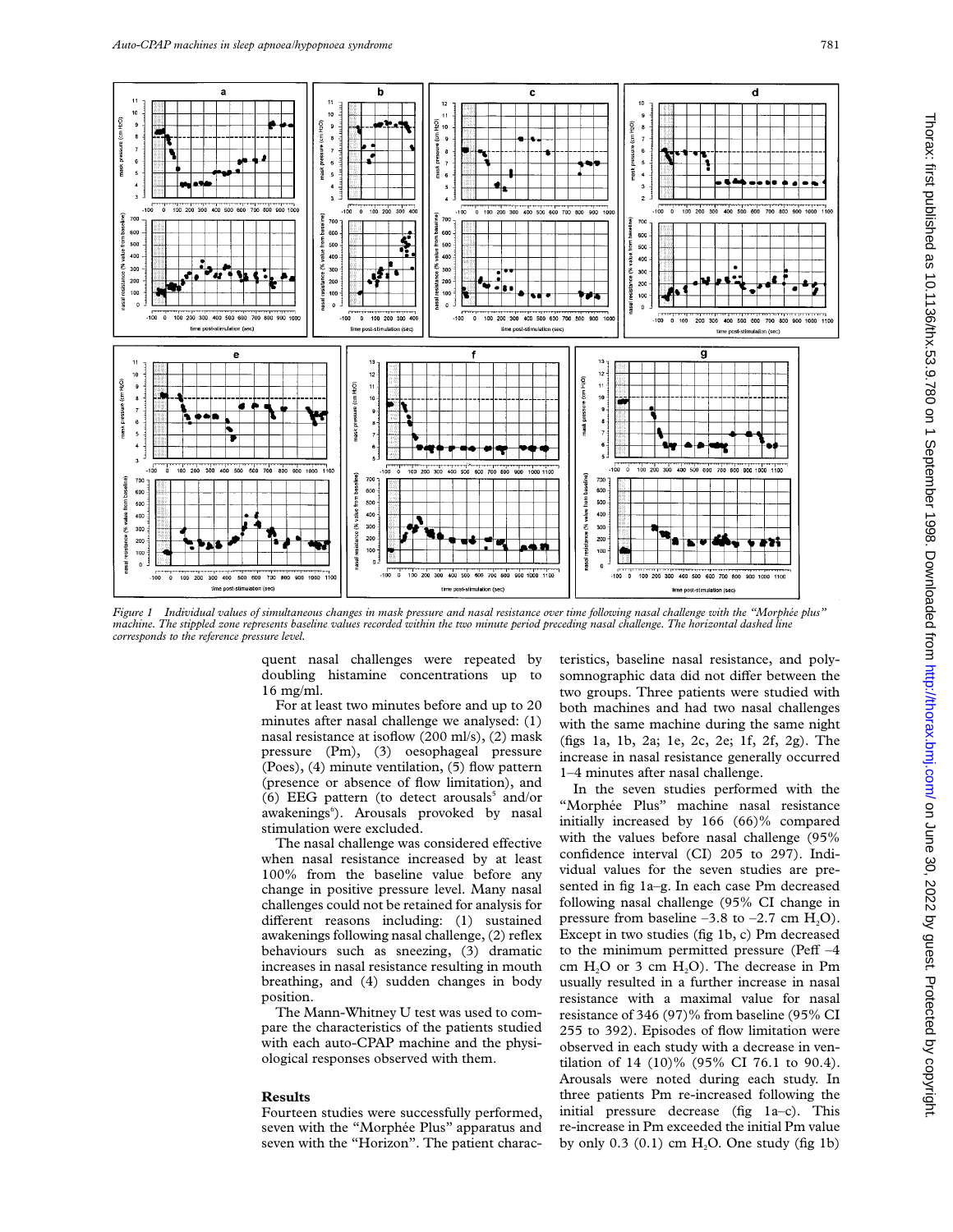*Figure 1 Individual values of simultaneous changes in mask pressure and nasal resistance over time following nasal challenge with the "Morphée plus" machine. The stippled zone represents baseline values recorded within the two minute period preceding nasal challenge. The horizontal dashed line corresponds to the reference pressure level.*

quent nasal challenges were repeated by doubling histamine concentrations up to 16 mg/ml.

For at least two minutes before and up to 20 minutes after nasal challenge we analysed: (1) nasal resistance at isoflow (200 ml/s), (2) mask pressure (Pm), (3) oesophageal pressure (Poes), (4) minute ventilation, (5) flow pattern (presence or absence of flow limitation), and (6) EEG pattern (to detect arousals[5] and/or awakenings[6]). Arousals provoked by nasal stimulation were excluded.

The nasal challenge was considered effective when nasal resistance increased by at least 100% from the baseline value before any change in positive pressure level. Many nasal challenges could not be retained for analysis for different reasons including: (1) sustained awakenings following nasal challenge, (2) reflex behaviours such as sneezing, (3) dramatic increases in nasal resistance resulting in mouth breathing, and (4) sudden changes in body position.

The Mann-Whitney U test was used to compare the characteristics of the patients studied with each auto-CPAP machine and the physiological responses observed with them.

## Results

Fourteen studies were successfully performed, seven with the "Morphée Plus" apparatus and seven with the "Horizon". The patient characteristics, baseline nasal resistance, and polysomnographic data did not differ between the two groups. Three patients were studied with both machines and had two nasal challenges with the same machine during the same night (figs 1a, 1b, 2a; 1e, 2c, 2e; 1f, 2f, 2g). The increase in nasal resistance generally occurred 1–4 minutes after nasal challenge.

In the seven studies performed with the "Morphée Plus" machine nasal resistance initially increased by 166 (66)% compared with the values before nasal challenge (95% confidence interval (CI) 205 to 297). Individual values for the seven studies are presented in fig 1a–g. In each case Pm decreased following nasal challenge (95% CI change in pressure from baseline –3.8 to –2.7 cm $H_2O$). Except in two studies (fig 1b, c) Pm decreased to the minimum permitted pressure (Peff –4 cm $H_2O$ or 3 cm $H_2O$). The decrease in Pm usually resulted in a further increase in nasal resistance with a maximal value for nasal resistance of 346 (97)% from baseline (95% CI 255 to 392). Episodes of flow limitation were observed in each study with a decrease in ventilation of 14 (10)% (95% CI 76.1 to 90.4). Arousals were noted during each study. In three patients Pm re-increased following the initial pressure decrease (fig 1a–c). This re-increase in Pm exceeded the initial Pm value by only 0.3 (0.1) cm $H_2O$. One study (fig 1b)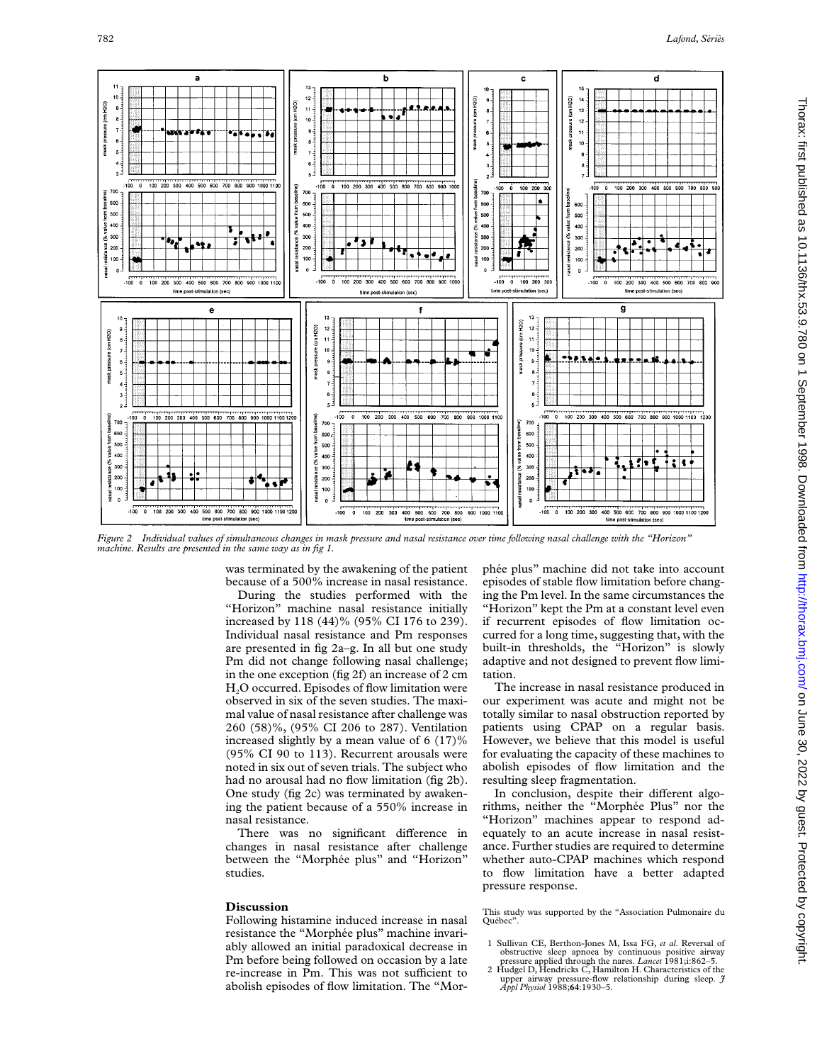*Figure 2 Individual values of simultaneous changes in mask pressure and nasal resistance over time following nasal challenge with the "Horizon" machine. Results are presented in the same way as in fig 1.*

was terminated by the awakening of the patient because of a 500% increase in nasal resistance.

During the studies performed with the "Horizon" machine nasal resistance initially increased by 118 (44)% (95% CI 176 to 239). Individual nasal resistance and Pm responses are presented in fig 2a–g. In all but one study Pm did not change following nasal challenge; in the one exception (fig 2f) an increase of 2 cm $H_2O$ occurred. Episodes of flow limitation were observed in six of the seven studies. The maximal value of nasal resistance after challenge was 260 (58)%, (95% CI 206 to 287). Ventilation increased slightly by a mean value of 6 (17)% (95% CI 90 to 113). Recurrent arousals were noted in six out of seven trials. The subject who had no arousal had no flow limitation (fig 2b). One study (fig 2c) was terminated by awakening the patient because of a 550% increase in nasal resistance.

There was no significant difference in changes in nasal resistance after challenge between the "Morphée plus" and "Horizon" studies.

## Discussion

Following histamine induced increase in nasal resistance the "Morphée plus" machine invariably allowed an initial paradoxical decrease in Pm before being followed on occasion by a late re-increase in Pm. This was not sufficient to abolish episodes of flow limitation. The "Morphée plus" machine did not take into account episodes of stable flow limitation before changing the Pm level. In the same circumstances the "Horizon" kept the Pm at a constant level even if recurrent episodes of flow limitation occurred for a long time, suggesting that, with the built-in thresholds, the "Horizon" is slowly adaptive and not designed to prevent flow limitation.

The increase in nasal resistance produced in our experiment was acute and might not be totally similar to nasal obstruction reported by patients using CPAP on a regular basis. However, we believe that this model is useful for evaluating the capacity of these machines to abolish episodes of flow limitation and the resulting sleep fragmentation.

In conclusion, despite their different algorithms, neither the "Morphée Plus" nor the "Horizon" machines appear to respond adequately to an acute increase in nasal resistance. Further studies are required to determine whether auto-CPAP machines which respond to flow limitation have a better adapted pressure response.

This study was supported by the "Association Pulmonaire du Québec".

1 Sullivan CE, Berthon-Jones M, Issa FG, *et al*. Reversal of obstructive sleep apnoea by continuous positive airway pressure applied through the nares. *Lancet* 1981;i:862–5.

2 Hudgel D, Hendricks C, Hamilton H. Characteristics of the upper airway pressure-flow relationship during sleep. *J Appl Physiol* 1988;**64**:1930–5.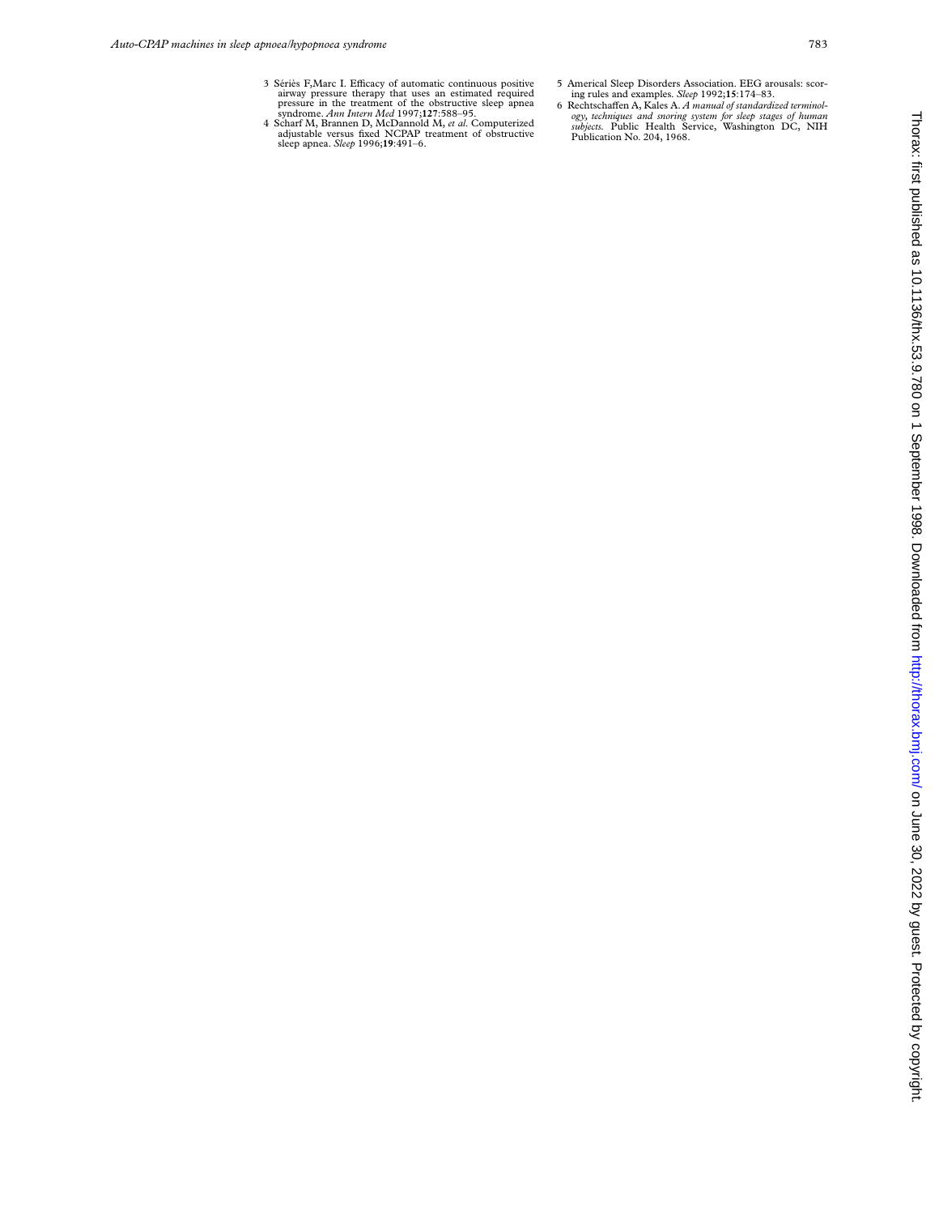3 Sériès F,Marc I. Efficacy of automatic continuous positive airway pressure therapy that uses an estimated required pressure in the treatment of the obstructive sleep apnea syndrome. *Ann Intern Med* 1997;**127**:588–95.

4 Scharf M, Brannen D, McDannold M, *et al*. Computerized adjustable versus fixed NCPAP treatment of obstructive sleep apnea. *Sleep* 1996;**19**:491–6.

5 Americal Sleep Disorders Association. EEG arousals: scoring rules and examples. *Sleep* 1992;**15**:174–83.

6 Rechtschaffen A, Kales A. *A manual of standardized terminology, techniques and snoring system for sleep stages of human subjects.* Public Health Service, Washington DC, NIH Publication No. 204, 1968.